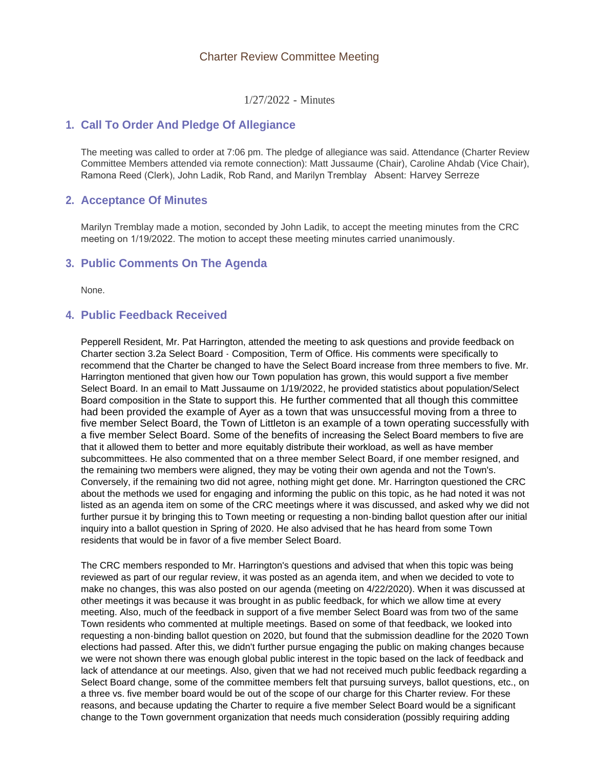# Charter Review Committee Meeting

1/27/2022 - Minutes

## 1. Call To Order And Pledge Of Allegiance

The meeting was called to order at 7:06 pm. The pledge of allegiance was said. Attendance (Charter Review Committee Members attended via remote connection): Matt Jussaume (Chair), Caroline Ahdab (Vice Chair), Ramona Reed (Clerk), John Ladik, Rob Rand, and Marilyn Tremblay Absent: Harvey Serreze

## 2. Acceptance Of Minutes

Marilyn Tremblay made a motion, seconded by John Ladik, to accept the meeting minutes from the CRC meeting on 1/19/2022. The motion to accept these meeting minutes carried unanimously.

## 3. Public Comments On The Agenda

None.

## 4. Public Feedback Received

Pepperell Resident, Mr. Pat Harrington, attended the meeting to ask questions and provide feedback on Charter section 3.2a Select Board - Composition, Term of Office. His comments were specifically to recommend that the Charter be changed to have the Select Board increase from three members to five. Mr. Harrington mentioned that given how our Town population has grown, this would support a five member Select Board. In an email to Matt Jussaume on 1/19/2022, he provided statistics about population/Select Board composition in the State to support this. He further commented that all though this committee had been provided the example of Ayer as a town that was unsuccessful moving from a three to five member Select Board, the Town of Littleton is an example of a town operating successfully with a five member Select Board. Some of the benefits of increasing the Select Board members to five are that it allowed them to better and more equitably distribute their workload, as well as have member subcommittees. He also commented that on a three member Select Board, if one member resigned, and the remaining two members were aligned, they may be voting their own agenda and not the Town's. Conversely, if the remaining two did not agree, nothing might get done. Mr. Harrington questioned the CRC about the methods we used for engaging and informing the public on this topic, as he had noted it was not listed as an agenda item on some of the CRC meetings where it was discussed, and asked why we did not further pursue it by bringing this to Town meeting or requesting a non-binding ballot question after our initial inquiry into a ballot question in Spring of 2020. He also advised that he has heard from some Town residents that would be in favor of a five member Select Board.

The CRC members responded to Mr. Harrington's questions and advised that when this topic was being reviewed as part of our regular review, it was posted as an agenda item, and when we decided to vote to make no changes, this was also posted on our agenda (meeting on 4/22/2020). When it was discussed at other meetings it was because it was brought in as public feedback, for which we allow time at every meeting. Also, much of the feedback in support of a five member Select Board was from two of the same Town residents who commented at multiple meetings. Based on some of that feedback, we looked into requesting a non-binding ballot question on 2020, but found that the submission deadline for the 2020 Town elections had passed. After this, we didn't further pursue engaging the public on making changes because we were not shown there was enough global public interest in the topic based on the lack of feedback and lack of attendance at our meetings. Also, given that we had not received much public feedback regarding a Select Board change, some of the committee members felt that pursuing surveys, ballot questions, etc., on a three vs. five member board would be out of the scope of our charge for this Charter review. For these reasons, and because updating the Charter to require a five member Select Board would be a significant change to the Town government organization that needs much consideration (possibly requiring adding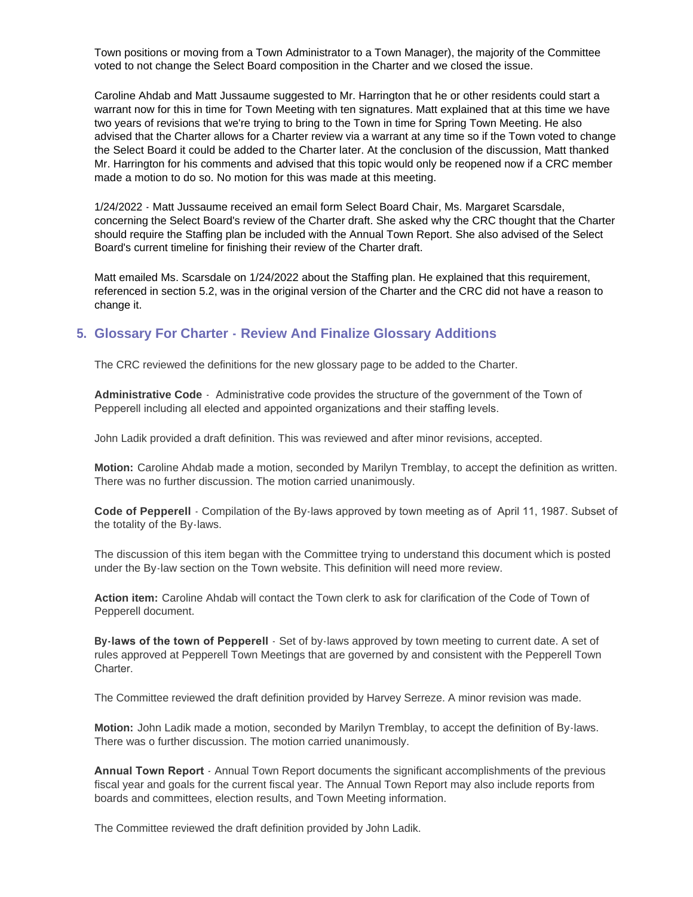Town positions or moving from a Town Administrator to a Town Manager), the majority of the Committee voted to not change the Select Board composition in the Charter and we closed the issue.

Caroline Ahdab and Matt Jussaume suggested to Mr. Harrington that he or other residents could start a warrant now for this in time for Town Meeting with ten signatures. Matt explained that at this time we have two years of revisions that we're trying to bring to the Town in time for Spring Town Meeting. He also advised that the Charter allows for a Charter review via a warrant at any time so if the Town voted to change the Select Board it could be added to the Charter later. At the conclusion of the discussion, Matt thanked Mr. Harrington for his comments and advised that this topic would only be reopened now if a CRC member made a motion to do so. No motion for this was made at this meeting.

1/24/2022 - Matt Jussaume received an email form Select Board Chair, Ms. Margaret Scarsdale, concerning the Select Board's review of the Charter draft. She asked why the CRC thought that the Charter should require the Staffing plan be included with the Annual Town Report. She also advised of the Select Board's current timeline for finishing their review of the Charter draft.

Matt emailed Ms. Scarsdale on 1/24/2022 about the Staffing plan. He explained that this requirement, referenced in section 5.2, was in the original version of the Charter and the CRC did not have a reason to change it.

## 5. Glossary For Charter - Review And Finalize Glossary Additions

The CRC reviewed the definitions for the new glossary page to be added to the Charter.

**Administrative Code** - Administrative code provides the structure of the government of the Town of Pepperell including all elected and appointed organizations and their staffing levels.

John Ladik provided a draft definition. This was reviewed and after minor revisions, accepted.

**Motion:** Caroline Ahdab made a motion, seconded by Marilyn Tremblay, to accept the definition as written. There was no further discussion. The motion carried unanimously.

**Code of Pepperell** - Compilation of the By-laws approved by town meeting as of April 11, 1987. Subset of the totality of the By-laws.

The discussion of this item began with the Committee trying to understand this document which is posted under the By-law section on the Town website. This definition will need more review.

**Action item:** Caroline Ahdab will contact the Town clerk to ask for clarification of the Code of Town of Pepperell document.

**By-laws of the town of Pepperell** - Set of by-laws approved by town meeting to current date. A set of rules approved at Pepperell Town Meetings that are governed by and consistent with the Pepperell Town Charter.

The Committee reviewed the draft definition provided by Harvey Serreze. A minor revision was made.

**Motion:** John Ladik made a motion, seconded by Marilyn Tremblay, to accept the definition of By-laws. There was o further discussion. The motion carried unanimously.

**Annual Town Report** - Annual Town Report documents the significant accomplishments of the previous fiscal year and goals for the current fiscal year. The Annual Town Report may also include reports from boards and committees, election results, and Town Meeting information.

The Committee reviewed the draft definition provided by John Ladik.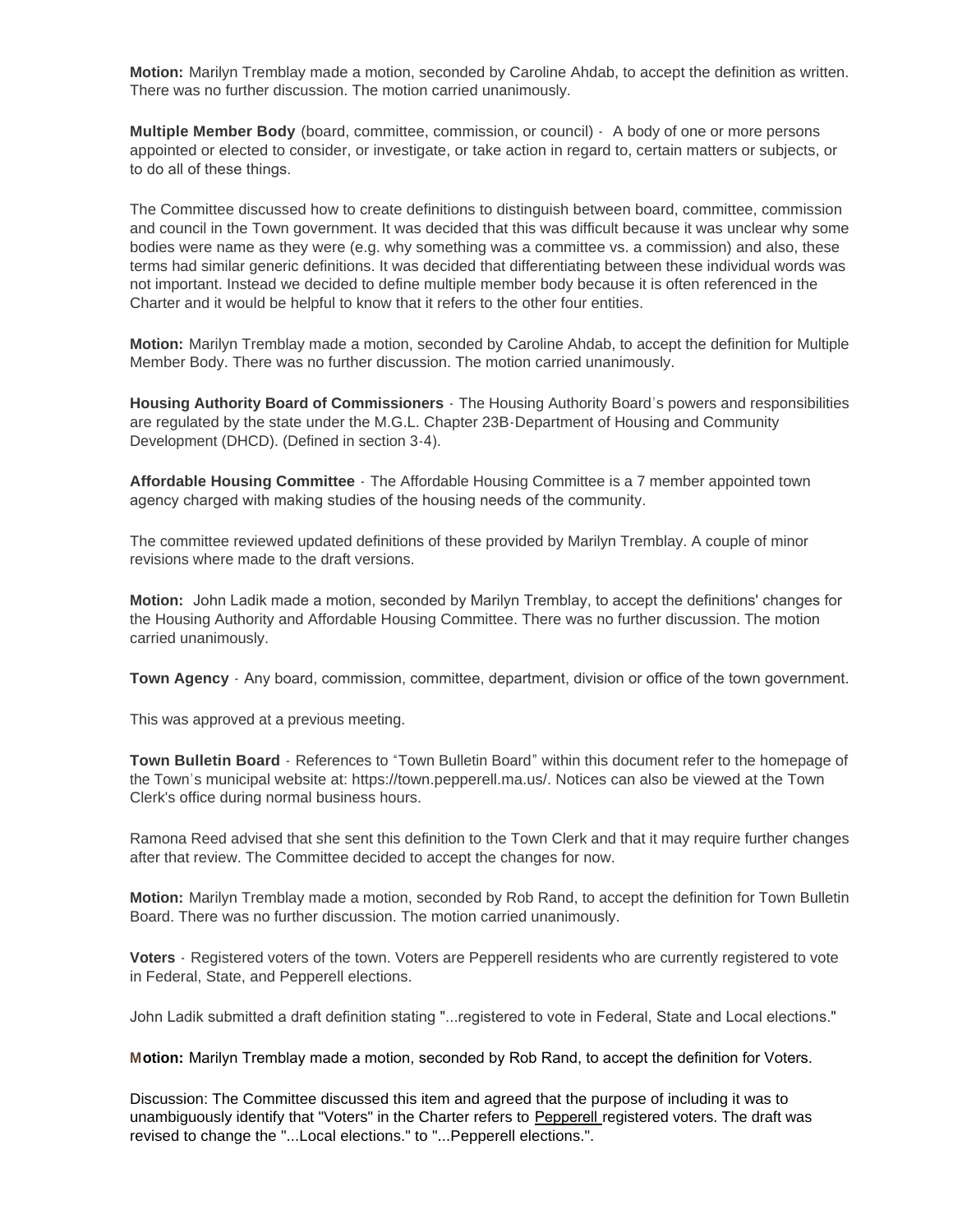**Motion:** Marilyn Tremblay made a motion, seconded by Caroline Ahdab, to accept the definition as written. There was no further discussion. The motion carried unanimously.

**Multiple Member Body** (board, committee, commission, or council) - A body of one or more persons appointed or elected to consider, or investigate, or take action in regard to, certain matters or subjects, or to do all of these things.

The Committee discussed how to create definitions to distinguish between board, committee, commission and council in the Town government. It was decided that this was difficult because it was unclear why some bodies were name as they were (e.g. why something was a committee vs. a commission) and also, these terms had similar generic definitions. It was decided that differentiating between these individual words was not important. Instead we decided to define multiple member body because it is often referenced in the Charter and it would be helpful to know that it refers to the other four entities.

**Motion:** Marilyn Tremblay made a motion, seconded by Caroline Ahdab, to accept the definition for Multiple Member Body. There was no further discussion. The motion carried unanimously.

**Housing Authority Board of Commissioners** - The Housing Authority Board's powers and responsibilities are regulated by the state under the M.G.L. Chapter 23B-Department of Housing and Community Development (DHCD). (Defined in section 3-4).

**Affordable Housing Committee** - The Affordable Housing Committee is a 7 member appointed town agency charged with making studies of the housing needs of the community.

The committee reviewed updated definitions of these provided by Marilyn Tremblay. A couple of minor revisions where made to the draft versions.

**Motion:** John Ladik made a motion, seconded by Marilyn Tremblay, to accept the definitions' changes for the Housing Authority and Affordable Housing Committee. There was no further discussion. The motion carried unanimously.

**Town Agency** - Any board, commission, committee, department, division or office of the town government.

This was approved at a previous meeting.

**Town Bulletin Board** - References to "Town Bulletin Board" within this document refer to the homepage of the Town's municipal website at: https://town.pepperell.ma.us/. Notices can also be viewed at the Town Clerk's office during normal business hours.

Ramona Reed advised that she sent this definition to the Town Clerk and that it may require further changes after that review. The Committee decided to accept the changes for now.

**Motion:** Marilyn Tremblay made a motion, seconded by Rob Rand, to accept the definition for Town Bulletin Board. There was no further discussion. The motion carried unanimously.

**Voters** - Registered voters of the town. Voters are Pepperell residents who are currently registered to vote in Federal, State, and Pepperell elections.

John Ladik submitted a draft definition stating "...registered to vote in Federal, State and Local elections."

**Motion:** Marilyn Tremblay made a motion, seconded by Rob Rand, to accept the definition for Voters.

Discussion: The Committee discussed this item and agreed that the purpose of including it was to unambiguously identify that "Voters" in the Charter refers to Pepperell registered voters. The draft was revised to change the "...Local elections." to "...Pepperell elections.".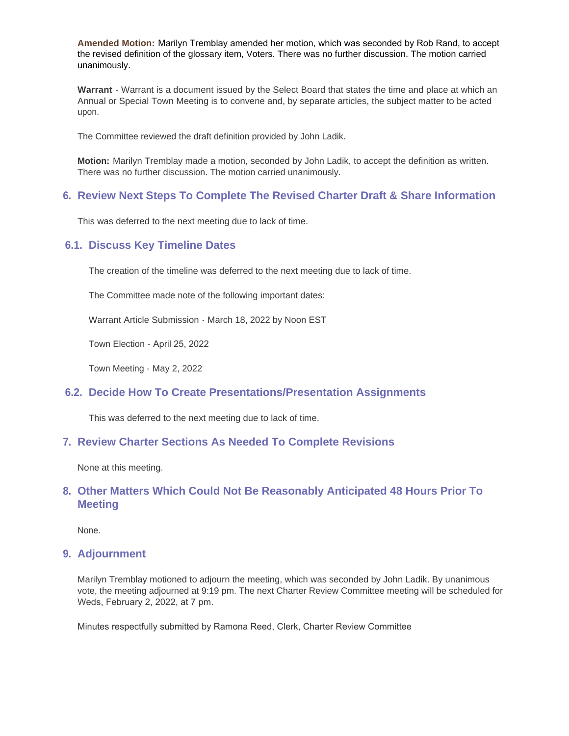**Amended Motion:** Marilyn Tremblay amended her motion, which was seconded by Rob Rand, to accept the revised definition of the glossary item, Voters. There was no further discussion. The motion carried unanimously.

**Warrant** - Warrant is a document issued by the Select Board that states the time and place at which an Annual or Special Town Meeting is to convene and, by separate articles, the subject matter to be acted upon.

The Committee reviewed the draft definition provided by John Ladik.

**Motion:** Marilyn Tremblay made a motion, seconded by John Ladik, to accept the definition as written. There was no further discussion. The motion carried unanimously.

## 6. Review Next Steps To Complete The Revised Charter Draft & Share Information

This was deferred to the next meeting due to lack of time.

### 6.1. Discuss Key Timeline Dates

The creation of the timeline was deferred to the next meeting due to lack of time.

The Committee made note of the following important dates:

Warrant Article Submission - March 18, 2022 by Noon EST

Town Election - April 25, 2022

Town Meeting - May 2, 2022

### 6.2. Decide How To Create Presentations/Presentation Assignments

This was deferred to the next meeting due to lack of time.

## 7. Review Charter Sections As Needed To Complete Revisions

None at this meeting.

## 8. Other Matters Which Could Not Be Reasonably Anticipated 48 Hours Prior To Meeting

None.

## 9. Adjournment

Marilyn Tremblay motioned to adjourn the meeting, which was seconded by John Ladik. By unanimous vote, the meeting adjourned at 9:19 pm. The next Charter Review Committee meeting will be scheduled for Weds, February 2, 2022, at 7 pm.

Minutes respectfully submitted by Ramona Reed, Clerk, Charter Review Committee